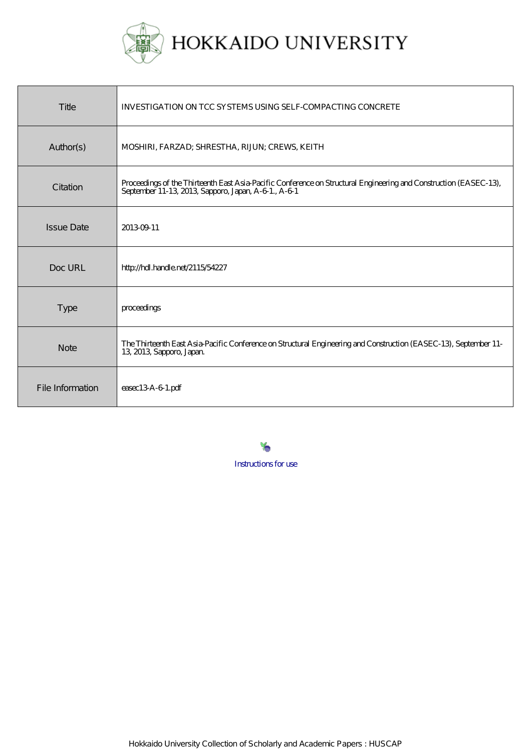# HOKKAIDO UNIVERSITY

| Title | INVESTIGATION ON TCC SYSTEMS USING SELF-COMPACTING CONCRETE |
|---|---|
| Author(s) | MOSHIRI, FARZAD; SHRESTHA, RIJUN; CREWS, KEITH |
| Citation | Proceedings of the Thirteenth East Asia-Pacific Conference on Structural Engineering and Construction (EASEC-13), September 11-13, 2013, Sapporo, Japan, A-6-1., A-6-1 |
| Issue Date | 2013-09-11 |
| Doc URL | http://hdl.handle.net/2115/54227 |
| Type | proceedings |
| Note | The Thirteenth East Asia-Pacific Conference on Structural Engineering and Construction (EASEC-13), September 11-13, 2013, Sapporo, Japan. |
| File Information | easec13-A-6-1.pdf |

Instructions for use

Hokkaido University Collection of Scholarly and Academic Papers : HUSCAP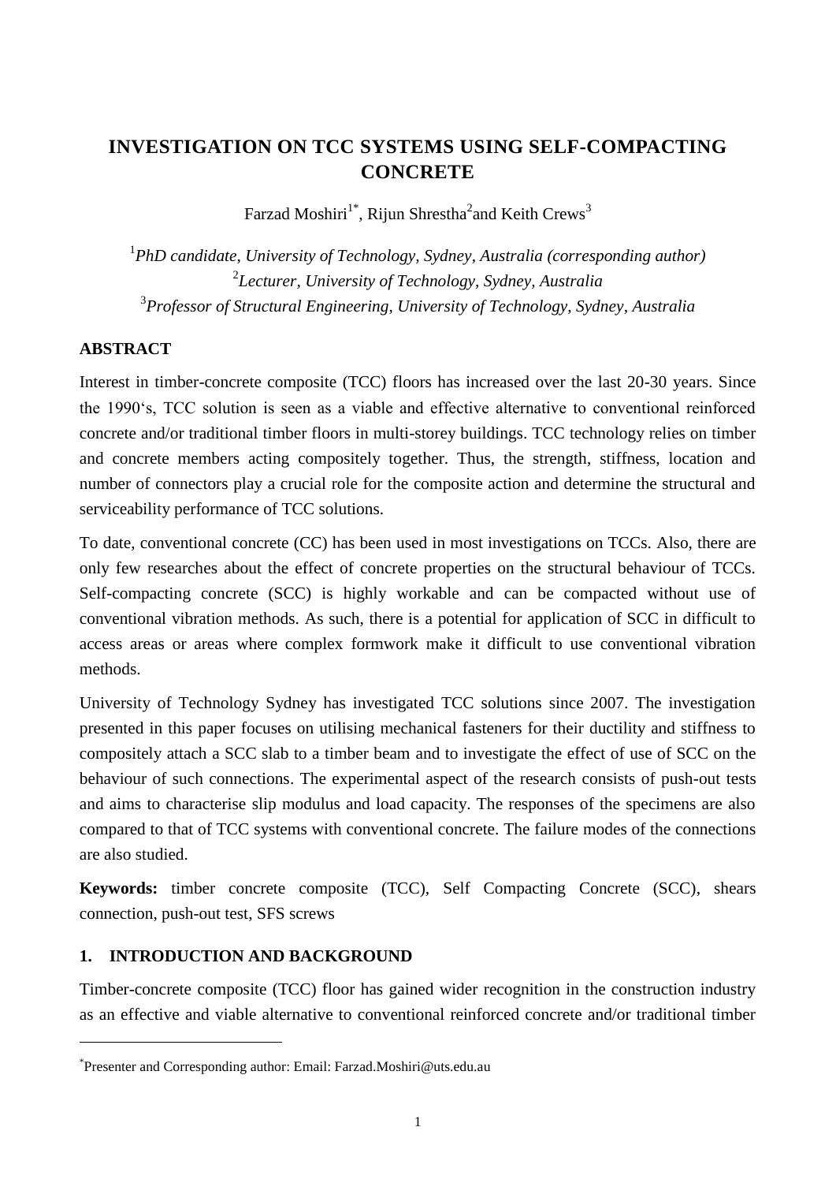# INVESTIGATION ON TCC SYSTEMS USING SELF-COMPACTING CONCRETE

Farzad Moshiri[1*], Rijun Shrestha[2] and Keith Crews[3]

[1]*PhD candidate, University of Technology, Sydney, Australia (corresponding author)*
[2]*Lecturer, University of Technology, Sydney, Australia*
[3]*Professor of Structural Engineering, University of Technology, Sydney, Australia*

## ABSTRACT

Interest in timber-concrete composite (TCC) floors has increased over the last 20-30 years. Since the 1990's, TCC solution is seen as a viable and effective alternative to conventional reinforced concrete and/or traditional timber floors in multi-storey buildings. TCC technology relies on timber and concrete members acting compositely together. Thus, the strength, stiffness, location and number of connectors play a crucial role for the composite action and determine the structural and serviceability performance of TCC solutions.

To date, conventional concrete (CC) has been used in most investigations on TCCs. Also, there are only few researches about the effect of concrete properties on the structural behaviour of TCCs. Self-compacting concrete (SCC) is highly workable and can be compacted without use of conventional vibration methods. As such, there is a potential for application of SCC in difficult to access areas or areas where complex formwork make it difficult to use conventional vibration methods.

University of Technology Sydney has investigated TCC solutions since 2007. The investigation presented in this paper focuses on utilising mechanical fasteners for their ductility and stiffness to compositely attach a SCC slab to a timber beam and to investigate the effect of use of SCC on the behaviour of such connections. The experimental aspect of the research consists of push-out tests and aims to characterise slip modulus and load capacity. The responses of the specimens are also compared to that of TCC systems with conventional concrete. The failure modes of the connections are also studied.

**Keywords:** timber concrete composite (TCC), Self Compacting Concrete (SCC), shears connection, push-out test, SFS screws

## 1. INTRODUCTION AND BACKGROUND

Timber-concrete composite (TCC) floor has gained wider recognition in the construction industry as an effective and viable alternative to conventional reinforced concrete and/or traditional timber

[*] Presenter and Corresponding author: Email: Farzad.Moshiri@uts.edu.au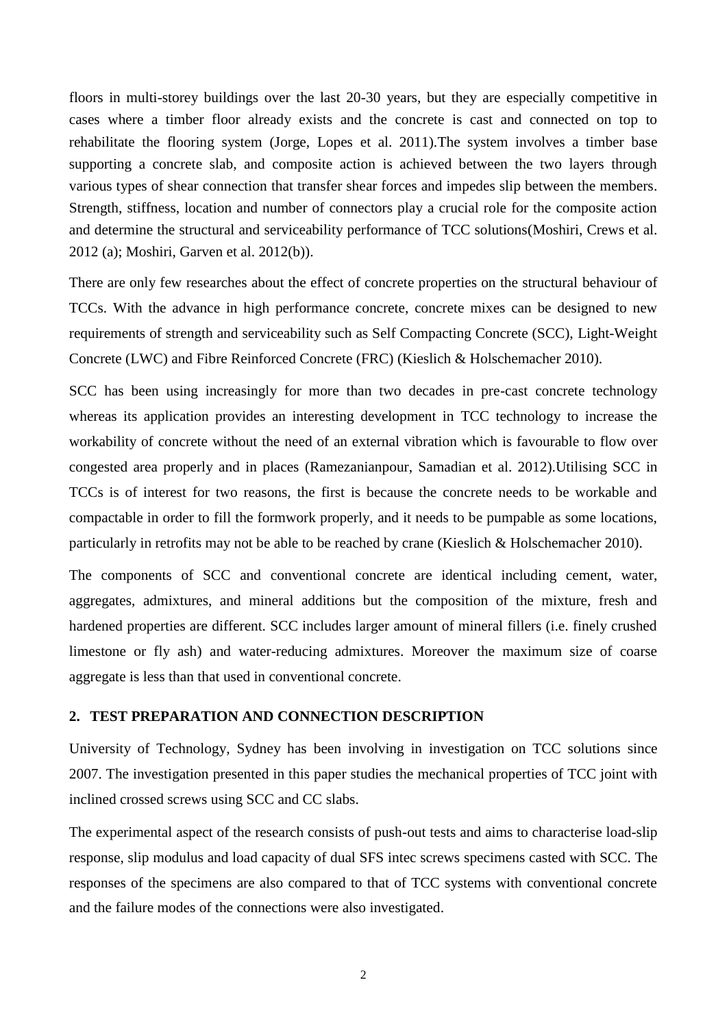floors in multi-storey buildings over the last 20-30 years, but they are especially competitive in cases where a timber floor already exists and the concrete is cast and connected on top to rehabilitate the flooring system (Jorge, Lopes et al. 2011).The system involves a timber base supporting a concrete slab, and composite action is achieved between the two layers through various types of shear connection that transfer shear forces and impedes slip between the members. Strength, stiffness, location and number of connectors play a crucial role for the composite action and determine the structural and serviceability performance of TCC solutions(Moshiri, Crews et al. 2012 (a); Moshiri, Garven et al. 2012(b)).

There are only few researches about the effect of concrete properties on the structural behaviour of TCCs. With the advance in high performance concrete, concrete mixes can be designed to new requirements of strength and serviceability such as Self Compacting Concrete (SCC), Light-Weight Concrete (LWC) and Fibre Reinforced Concrete (FRC) (Kieslich & Holschemacher 2010).

SCC has been using increasingly for more than two decades in pre-cast concrete technology whereas its application provides an interesting development in TCC technology to increase the workability of concrete without the need of an external vibration which is favourable to flow over congested area properly and in places (Ramezanianpour, Samadian et al. 2012).Utilising SCC in TCCs is of interest for two reasons, the first is because the concrete needs to be workable and compactable in order to fill the formwork properly, and it needs to be pumpable as some locations, particularly in retrofits may not be able to be reached by crane (Kieslich & Holschemacher 2010).

The components of SCC and conventional concrete are identical including cement, water, aggregates, admixtures, and mineral additions but the composition of the mixture, fresh and hardened properties are different. SCC includes larger amount of mineral fillers (i.e. finely crushed limestone or fly ash) and water-reducing admixtures. Moreover the maximum size of coarse aggregate is less than that used in conventional concrete.

## 2. TEST PREPARATION AND CONNECTION DESCRIPTION

University of Technology, Sydney has been involving in investigation on TCC solutions since 2007. The investigation presented in this paper studies the mechanical properties of TCC joint with inclined crossed screws using SCC and CC slabs.

The experimental aspect of the research consists of push-out tests and aims to characterise load-slip response, slip modulus and load capacity of dual SFS intec screws specimens casted with SCC. The responses of the specimens are also compared to that of TCC systems with conventional concrete and the failure modes of the connections were also investigated.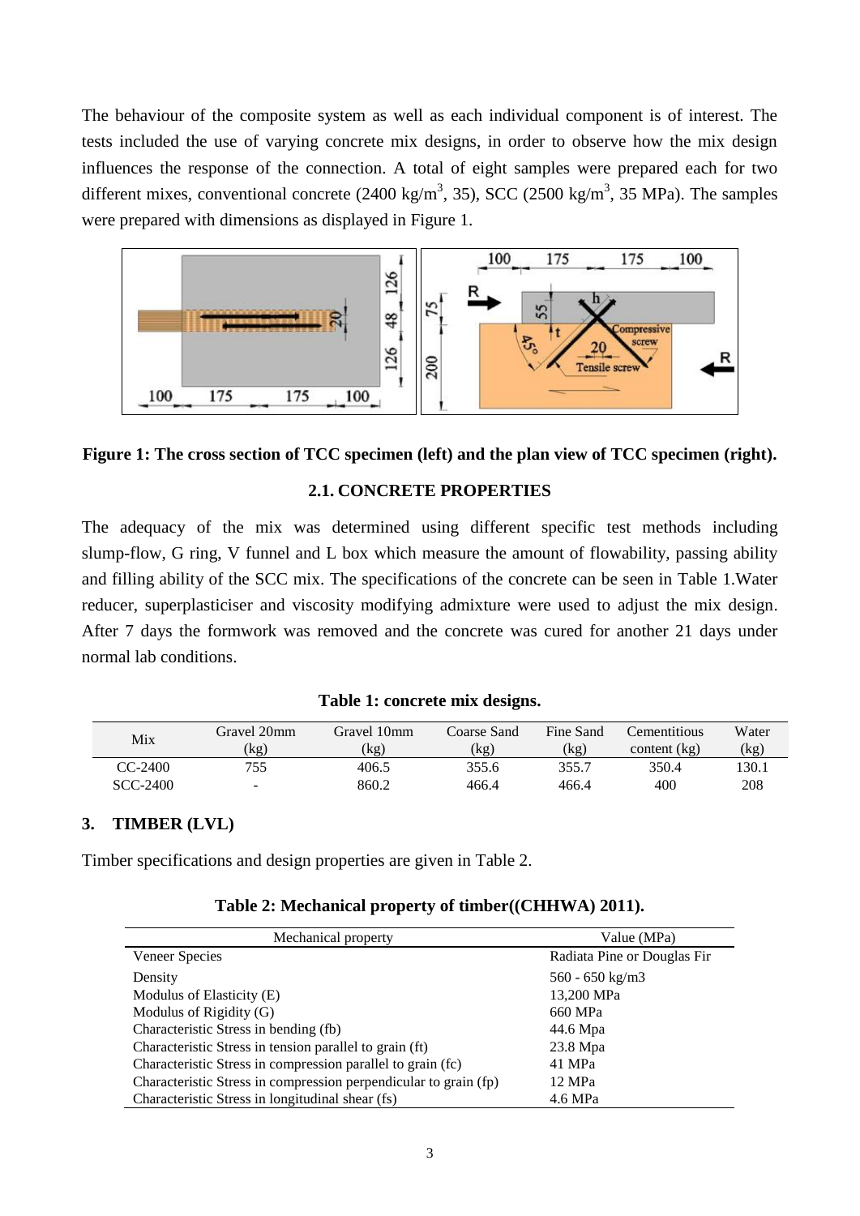The behaviour of the composite system as well as each individual component is of interest. The tests included the use of varying concrete mix designs, in order to observe how the mix design influences the response of the connection. A total of eight samples were prepared each for two different mixes, conventional concrete (2400 kg/m$^3$, 35), SCC (2500 kg/m$^3$, 35 MPa). The samples were prepared with dimensions as displayed in Figure 1.

**Figure 1: The cross section of TCC specimen (left) and the plan view of TCC specimen (right).**

### 2.1. CONCRETE PROPERTIES

The adequacy of the mix was determined using different specific test methods including slump-flow, G ring, V funnel and L box which measure the amount of flowability, passing ability and filling ability of the SCC mix. The specifications of the concrete can be seen in Table 1.Water reducer, superplasticiser and viscosity modifying admixture were used to adjust the mix design. After 7 days the formwork was removed and the concrete was cured for another 21 days under normal lab conditions.

**Table 1: concrete mix designs.**

| Mix | Gravel 20mm (kg) | Gravel 10mm (kg) | Coarse Sand (kg) | Fine Sand (kg) | Cementitious content (kg) | Water (kg) |
|---|---|---|---|---|---|---|
| CC-2400 | 755 | 406.5 | 355.6 | 355.7 | 350.4 | 130.1 |
| SCC-2400 | - | 860.2 | 466.4 | 466.4 | 400 | 208 |

## 3. TIMBER (LVL)

Timber specifications and design properties are given in Table 2.

**Table 2: Mechanical property of timber((CHHWA) 2011).**

| Mechanical property | Value (MPa) |
|---|---|
| Veneer Species | Radiata Pine or Douglas Fir |
| Density | 560 - 650 kg/m3 |
| Modulus of Elasticity (E) | 13,200 MPa |
| Modulus of Rigidity (G) | 660 MPa |
| Characteristic Stress in bending (fb) | 44.6 Mpa |
| Characteristic Stress in tension parallel to grain (ft) | 23.8 Mpa |
| Characteristic Stress in compression parallel to grain (fc) | 41 MPa |
| Characteristic Stress in compression perpendicular to grain (fp) | 12 MPa |
| Characteristic Stress in longitudinal shear (fs) | 4.6 MPa |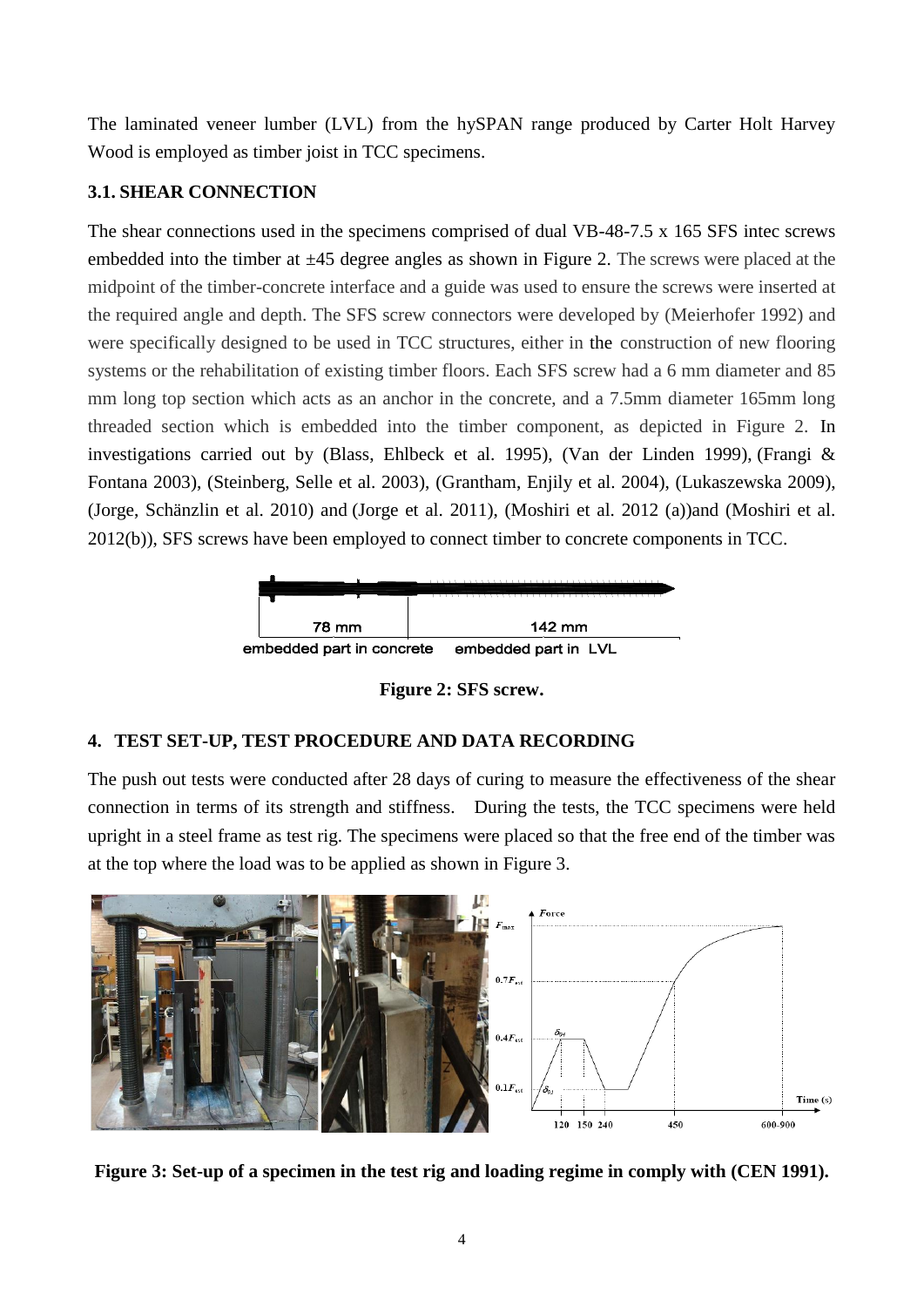The laminated veneer lumber (LVL) from the hySPAN range produced by Carter Holt Harvey Wood is employed as timber joist in TCC specimens.

### 3.1. SHEAR CONNECTION

The shear connections used in the specimens comprised of dual VB-48-7.5 x 165 SFS intec screws embedded into the timber at ±45 degree angles as shown in Figure 2. The screws were placed at the midpoint of the timber-concrete interface and a guide was used to ensure the screws were inserted at the required angle and depth. The SFS screw connectors were developed by (Meierhofer 1992) and were specifically designed to be used in TCC structures, either in the construction of new flooring systems or the rehabilitation of existing timber floors. Each SFS screw had a 6 mm diameter and 85 mm long top section which acts as an anchor in the concrete, and a 7.5mm diameter 165mm long threaded section which is embedded into the timber component, as depicted in Figure 2. In investigations carried out by (Blass, Ehlbeck et al. 1995), (Van der Linden 1999), (Frangi & Fontana 2003), (Steinberg, Selle et al. 2003), (Grantham, Enjily et al. 2004), (Lukaszewska 2009), (Jorge, Schänzlin et al. 2010) and (Jorge et al. 2011), (Moshiri et al. 2012 (a))and (Moshiri et al. 2012(b)), SFS screws have been employed to connect timber to concrete components in TCC.

78 mm — embedded part in concrete; 142 mm — embedded part in LVL

**Figure 2: SFS screw.**

## 4. TEST SET-UP, TEST PROCEDURE AND DATA RECORDING

The push out tests were conducted after 28 days of curing to measure the effectiveness of the shear connection in terms of its strength and stiffness. During the tests, the TCC specimens were held upright in a steel frame as test rig. The specimens were placed so that the free end of the timber was at the top where the load was to be applied as shown in Figure 3.

**Figure 3: Set-up of a specimen in the test rig and loading regime in comply with (CEN 1991).**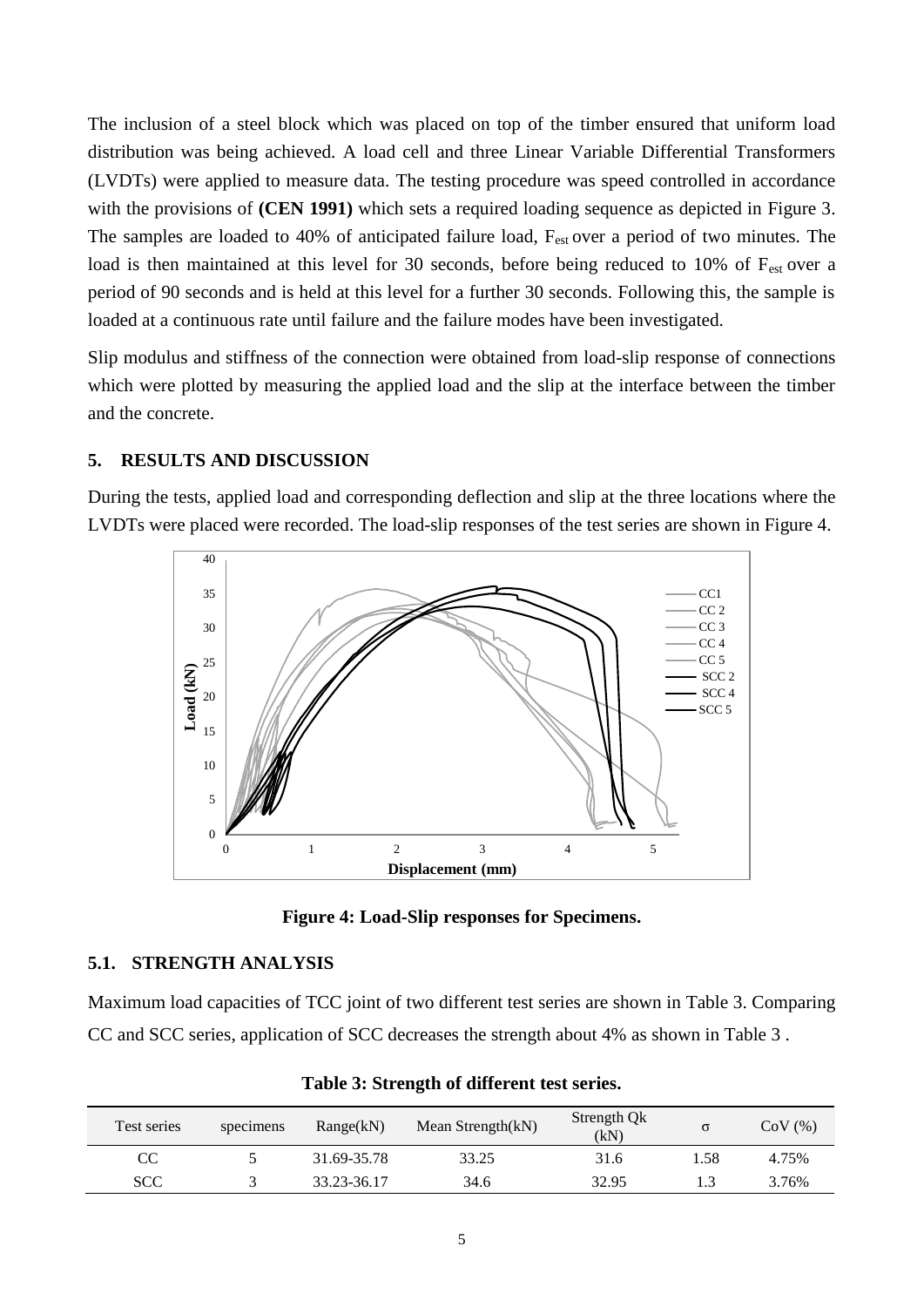The inclusion of a steel block which was placed on top of the timber ensured that uniform load distribution was being achieved. A load cell and three Linear Variable Differential Transformers (LVDTs) were applied to measure data. The testing procedure was speed controlled in accordance with the provisions of **(CEN 1991)** which sets a required loading sequence as depicted in Figure 3. The samples are loaded to 40% of anticipated failure load, $F_{est}$ over a period of two minutes. The load is then maintained at this level for 30 seconds, before being reduced to 10% of $F_{est}$ over a period of 90 seconds and is held at this level for a further 30 seconds. Following this, the sample is loaded at a continuous rate until failure and the failure modes have been investigated.

Slip modulus and stiffness of the connection were obtained from load-slip response of connections which were plotted by measuring the applied load and the slip at the interface between the timber and the concrete.

## 5. RESULTS AND DISCUSSION

During the tests, applied load and corresponding deflection and slip at the three locations where the LVDTs were placed were recorded. The load-slip responses of the test series are shown in Figure 4.

**Figure 4: Load-Slip responses for Specimens.**

### 5.1. STRENGTH ANALYSIS

Maximum load capacities of TCC joint of two different test series are shown in Table 3. Comparing CC and SCC series, application of SCC decreases the strength about 4% as shown in Table 3 .

**Table 3: Strength of different test series.**

| Test series | specimens | Range(kN) | Mean Strength(kN) | Strength Qk (kN) | σ | CoV (%) |
|---|---|---|---|---|---|---|
| CC | 5 | 31.69-35.78 | 33.25 | 31.6 | 1.58 | 4.75% |
| SCC | 3 | 33.23-36.17 | 34.6 | 32.95 | 1.3 | 3.76% |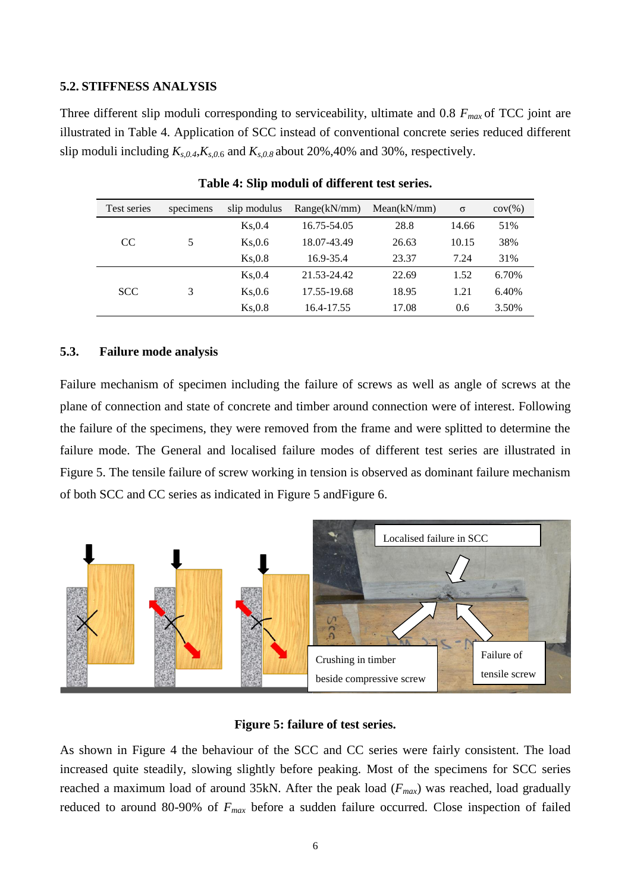### 5.2. STIFFNESS ANALYSIS

Three different slip moduli corresponding to serviceability, ultimate and 0.8 $F_{max}$ of TCC joint are illustrated in Table 4. Application of SCC instead of conventional concrete series reduced different slip moduli including $K_{s,0.4}$,$K_{s,0.6}$ and $K_{s,0.8}$ about 20%,40% and 30%, respectively.

**Table 4: Slip moduli of different test series.**

| Test series | specimens | slip modulus | Range(kN/mm) | Mean(kN/mm) | σ | cov(%) |
|---|---|---|---|---|---|---|
| CC | 5 | Ks,0.4 | 16.75-54.05 | 28.8 | 14.66 | 51% |
| | | Ks,0.6 | 18.07-43.49 | 26.63 | 10.15 | 38% |
| | | Ks,0.8 | 16.9-35.4 | 23.37 | 7.24 | 31% |
| SCC | 3 | Ks,0.4 | 21.53-24.42 | 22.69 | 1.52 | 6.70% |
| | | Ks,0.6 | 17.55-19.68 | 18.95 | 1.21 | 6.40% |
| | | Ks,0.8 | 16.4-17.55 | 17.08 | 0.6 | 3.50% |

### 5.3. Failure mode analysis

Failure mechanism of specimen including the failure of screws as well as angle of screws at the plane of connection and state of concrete and timber around connection were of interest. Following the failure of the specimens, they were removed from the frame and were splitted to determine the failure mode. The General and localised failure modes of different test series are illustrated in Figure 5. The tensile failure of screw working in tension is observed as dominant failure mechanism of both SCC and CC series as indicated in Figure 5 andFigure 6.

**Figure 5: failure of test series.**

As shown in Figure 4 the behaviour of the SCC and CC series were fairly consistent. The load increased quite steadily, slowing slightly before peaking. Most of the specimens for SCC series reached a maximum load of around 35kN. After the peak load ($F_{max}$) was reached, load gradually reduced to around 80-90% of $F_{max}$ before a sudden failure occurred. Close inspection of failed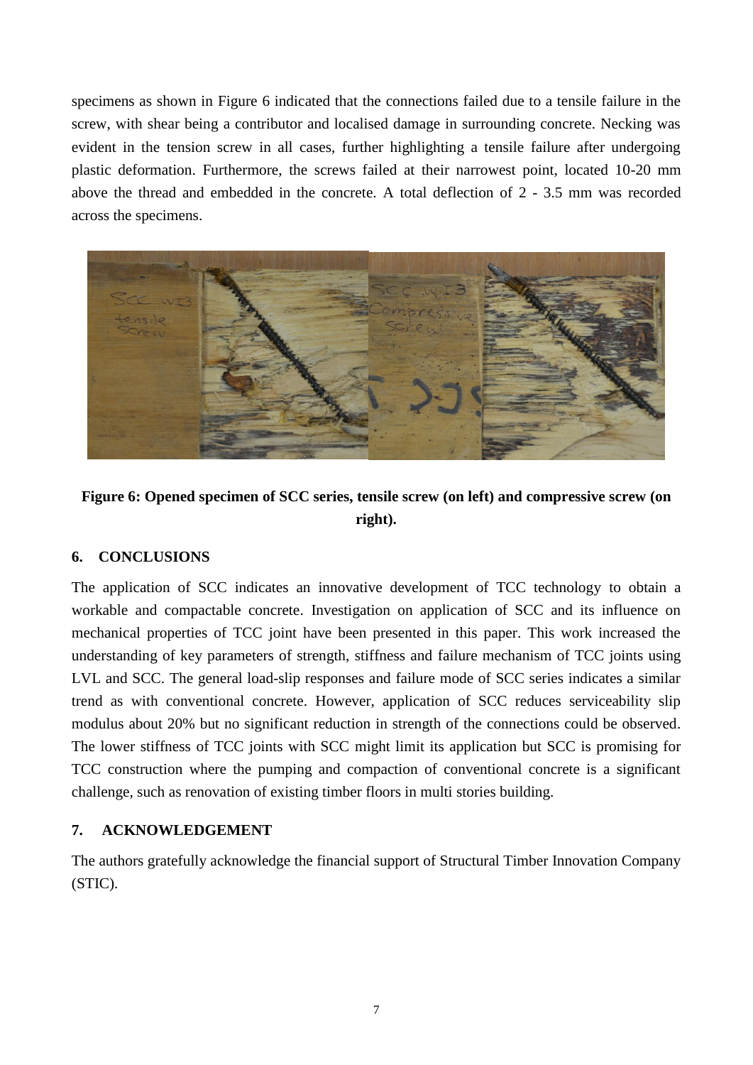specimens as shown in Figure 6 indicated that the connections failed due to a tensile failure in the screw, with shear being a contributor and localised damage in surrounding concrete. Necking was evident in the tension screw in all cases, further highlighting a tensile failure after undergoing plastic deformation. Furthermore, the screws failed at their narrowest point, located 10-20 mm above the thread and embedded in the concrete. A total deflection of 2 - 3.5 mm was recorded across the specimens.

**Figure 6: Opened specimen of SCC series, tensile screw (on left) and compressive screw (on right).**

## 6. CONCLUSIONS

The application of SCC indicates an innovative development of TCC technology to obtain a workable and compactable concrete. Investigation on application of SCC and its influence on mechanical properties of TCC joint have been presented in this paper. This work increased the understanding of key parameters of strength, stiffness and failure mechanism of TCC joints using LVL and SCC. The general load-slip responses and failure mode of SCC series indicates a similar trend as with conventional concrete. However, application of SCC reduces serviceability slip modulus about 20% but no significant reduction in strength of the connections could be observed. The lower stiffness of TCC joints with SCC might limit its application but SCC is promising for TCC construction where the pumping and compaction of conventional concrete is a significant challenge, such as renovation of existing timber floors in multi stories building.

## 7. ACKNOWLEDGEMENT

The authors gratefully acknowledge the financial support of Structural Timber Innovation Company (STIC).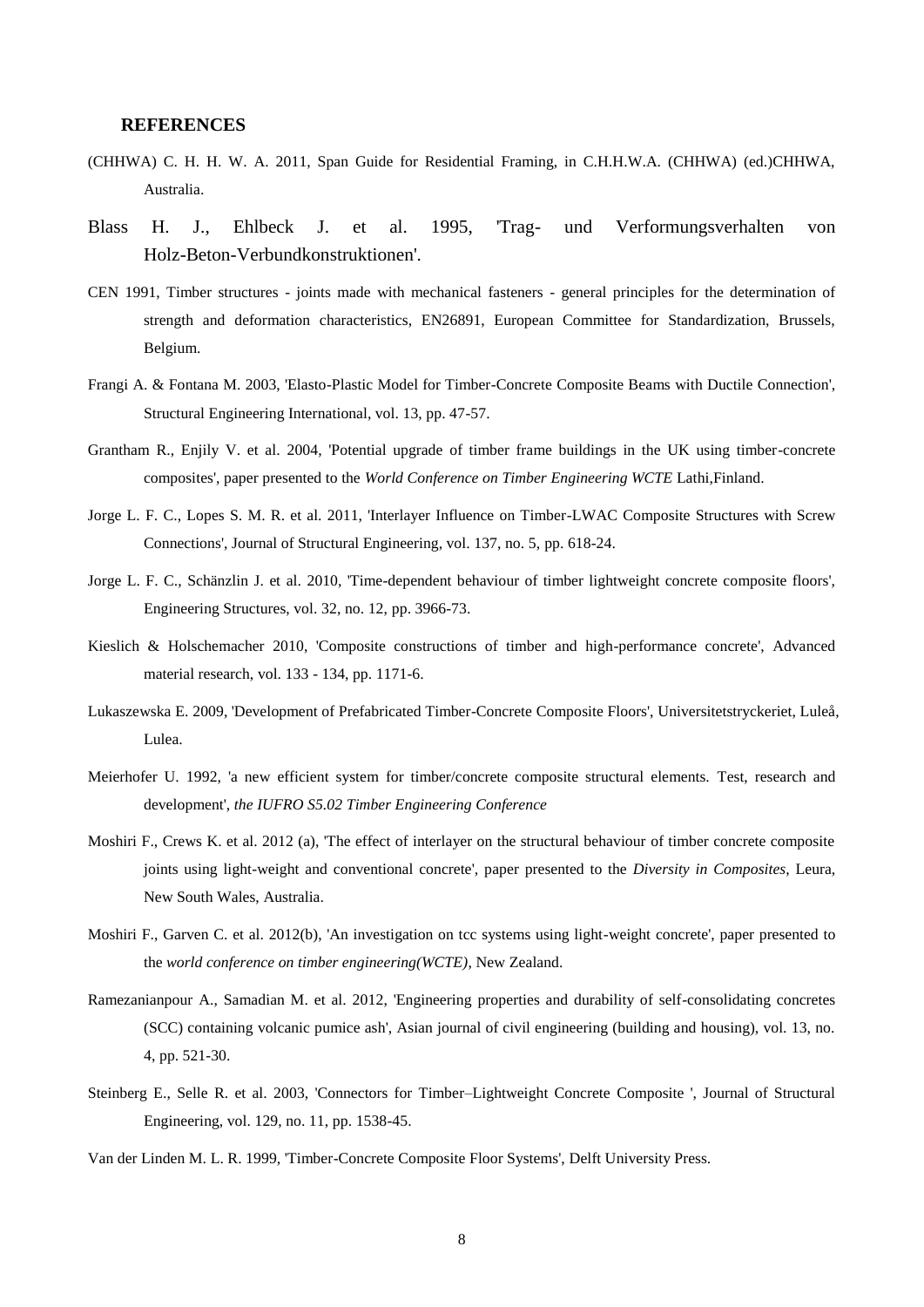## REFERENCES

(CHHWA) C. H. H. W. A. 2011, Span Guide for Residential Framing, in C.H.H.W.A. (CHHWA) (ed.)CHHWA, Australia.

Blass H. J., Ehlbeck J. et al. 1995, 'Trag- und Verformungsverhalten von Holz-Beton-Verbundkonstruktionen'.

CEN 1991, Timber structures - joints made with mechanical fasteners - general principles for the determination of strength and deformation characteristics, EN26891, European Committee for Standardization, Brussels, Belgium.

Frangi A. & Fontana M. 2003, 'Elasto-Plastic Model for Timber-Concrete Composite Beams with Ductile Connection', Structural Engineering International, vol. 13, pp. 47-57.

Grantham R., Enjily V. et al. 2004, 'Potential upgrade of timber frame buildings in the UK using timber-concrete composites', paper presented to the *World Conference on Timber Engineering WCTE* Lathi,Finland.

Jorge L. F. C., Lopes S. M. R. et al. 2011, 'Interlayer Influence on Timber-LWAC Composite Structures with Screw Connections', Journal of Structural Engineering, vol. 137, no. 5, pp. 618-24.

Jorge L. F. C., Schänzlin J. et al. 2010, 'Time-dependent behaviour of timber lightweight concrete composite floors', Engineering Structures, vol. 32, no. 12, pp. 3966-73.

Kieslich & Holschemacher 2010, 'Composite constructions of timber and high-performance concrete', Advanced material research, vol. 133 - 134, pp. 1171-6.

Lukaszewska E. 2009, 'Development of Prefabricated Timber-Concrete Composite Floors', Universitetstryckeriet, Luleå, Lulea.

Meierhofer U. 1992, 'a new efficient system for timber/concrete composite structural elements. Test, research and development', *the IUFRO S5.02 Timber Engineering Conference*

Moshiri F., Crews K. et al. 2012 (a), 'The effect of interlayer on the structural behaviour of timber concrete composite joints using light-weight and conventional concrete', paper presented to the *Diversity in Composites*, Leura, New South Wales, Australia.

Moshiri F., Garven C. et al. 2012(b), 'An investigation on tcc systems using light-weight concrete', paper presented to the *world conference on timber engineering(WCTE)*, New Zealand.

Ramezanianpour A., Samadian M. et al. 2012, 'Engineering properties and durability of self-consolidating concretes (SCC) containing volcanic pumice ash', Asian journal of civil engineering (building and housing), vol. 13, no. 4, pp. 521-30.

Steinberg E., Selle R. et al. 2003, 'Connectors for Timber–Lightweight Concrete Composite ', Journal of Structural Engineering, vol. 129, no. 11, pp. 1538-45.

Van der Linden M. L. R. 1999, 'Timber-Concrete Composite Floor Systems', Delft University Press.